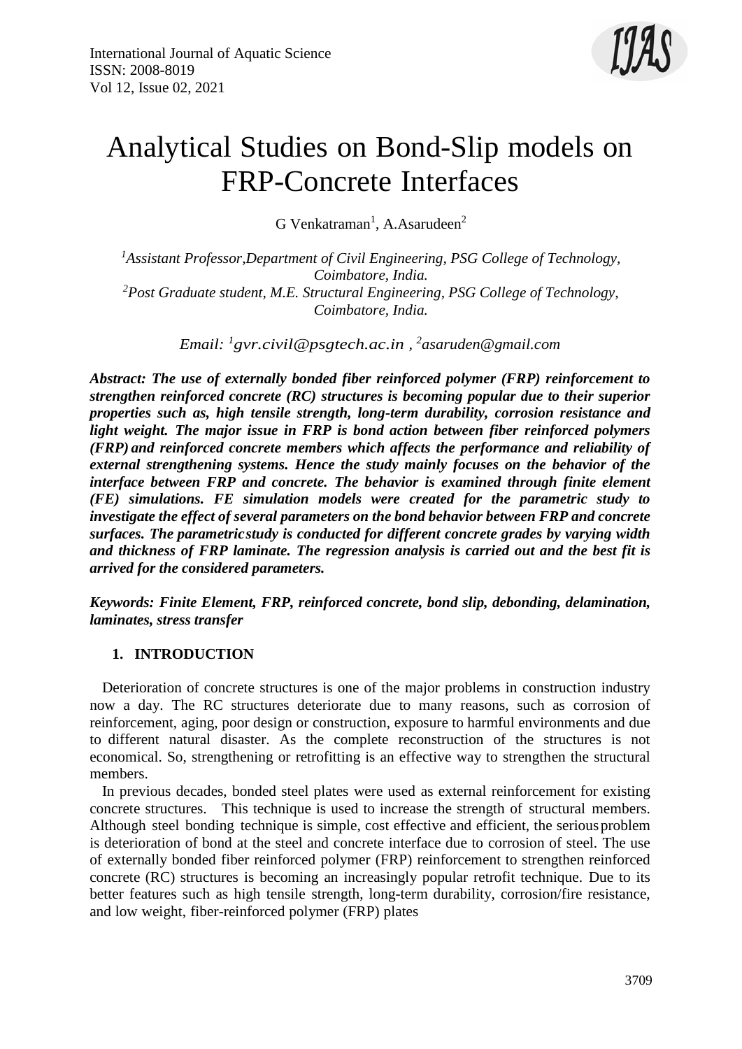# Analytical Studies on Bond-Slip models on FRP-Concrete Interfaces

G Venkatraman[1], A.Asarudeen[2]

*[1]Assistant Professor,Department of Civil Engineering, PSG College of Technology, Coimbatore, India.*
*[2]Post Graduate student, M.E. Structural Engineering, PSG College of Technology, Coimbatore, India.*

*Email: [1]gvr.civil@psgtech.ac.in , [2]asaruden@gmail.com*

***Abstract: The use of externally bonded fiber reinforced polymer (FRP) reinforcement to strengthen reinforced concrete (RC) structures is becoming popular due to their superior properties such as, high tensile strength, long-term durability, corrosion resistance and light weight. The major issue in FRP is bond action between fiber reinforced polymers (FRP) and reinforced concrete members which affects the performance and reliability of external strengthening systems. Hence the study mainly focuses on the behavior of the interface between FRP and concrete. The behavior is examined through finite element (FE) simulations. FE simulation models were created for the parametric study to investigate the effect of several parameters on the bond behavior between FRP and concrete surfaces. The parametric study is conducted for different concrete grades by varying width and thickness of FRP laminate. The regression analysis is carried out and the best fit is arrived for the considered parameters.***

***Keywords: Finite Element, FRP, reinforced concrete, bond slip, debonding, delamination, laminates, stress transfer***

## 1. INTRODUCTION

Deterioration of concrete structures is one of the major problems in construction industry now a day. The RC structures deteriorate due to many reasons, such as corrosion of reinforcement, aging, poor design or construction, exposure to harmful environments and due to different natural disaster. As the complete reconstruction of the structures is not economical. So, strengthening or retrofitting is an effective way to strengthen the structural members.

In previous decades, bonded steel plates were used as external reinforcement for existing concrete structures. This technique is used to increase the strength of structural members. Although steel bonding technique is simple, cost effective and efficient, the serious problem is deterioration of bond at the steel and concrete interface due to corrosion of steel. The use of externally bonded fiber reinforced polymer (FRP) reinforcement to strengthen reinforced concrete (RC) structures is becoming an increasingly popular retrofit technique. Due to its better features such as high tensile strength, long-term durability, corrosion/fire resistance, and low weight, fiber-reinforced polymer (FRP) plates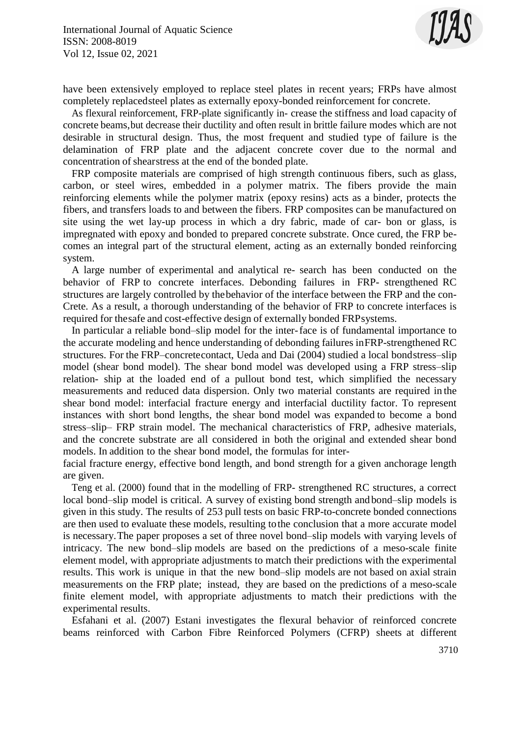have been extensively employed to replace steel plates in recent years; FRPs have almost completely replacedsteel plates as externally epoxy-bonded reinforcement for concrete.

As flexural reinforcement, FRP-plate significantly in- crease the stiffness and load capacity of concrete beams,but decrease their ductility and often result in brittle failure modes which are not desirable in structural design. Thus, the most frequent and studied type of failure is the delamination of FRP plate and the adjacent concrete cover due to the normal and concentration of shearstress at the end of the bonded plate.

FRP composite materials are comprised of high strength continuous fibers, such as glass, carbon, or steel wires, embedded in a polymer matrix. The fibers provide the main reinforcing elements while the polymer matrix (epoxy resins) acts as a binder, protects the fibers, and transfers loads to and between the fibers. FRP composites can be manufactured on site using the wet lay-up process in which a dry fabric, made of car- bon or glass, is impregnated with epoxy and bonded to prepared concrete substrate. Once cured, the FRP be- comes an integral part of the structural element, acting as an externally bonded reinforcing system.

A large number of experimental and analytical re- search has been conducted on the behavior of FRP to concrete interfaces. Debonding failures in FRP- strengthened RC structures are largely controlled by thebehavior of the interface between the FRP and the con-Crete. As a result, a thorough understanding of the behavior of FRP to concrete interfaces is required for thesafe and cost-effective design of externally bonded FRPsystems.

In particular a reliable bond–slip model for the inter-face is of fundamental importance to the accurate modeling and hence understanding of debonding failures inFRP-strengthened RC structures. For the FRP–concretecontact, Ueda and Dai (2004) studied a local bondstress–slip model (shear bond model). The shear bond model was developed using a FRP stress–slip relation- ship at the loaded end of a pullout bond test, which simplified the necessary measurements and reduced data dispersion. Only two material constants are required in the shear bond model: interfacial fracture energy and interfacial ductility factor. To represent instances with short bond lengths, the shear bond model was expanded to become a bond stress–slip– FRP strain model. The mechanical characteristics of FRP, adhesive materials, and the concrete substrate are all considered in both the original and extended shear bond models. In addition to the shear bond model, the formulas for inter-
facial fracture energy, effective bond length, and bond strength for a given anchorage length are given.

Teng et al. (2000) found that in the modelling of FRP- strengthened RC structures, a correct local bond–slip model is critical. A survey of existing bond strength andbond–slip models is given in this study. The results of 253 pull tests on basic FRP-to-concrete bonded connections are then used to evaluate these models, resulting tothe conclusion that a more accurate model is necessary.The paper proposes a set of three novel bond–slip models with varying levels of intricacy. The new bond–slip models are based on the predictions of a meso-scale finite element model, with appropriate adjustments to match their predictions with the experimental results. This work is unique in that the new bond–slip models are not based on axial strain measurements on the FRP plate; instead, they are based on the predictions of a meso-scale finite element model, with appropriate adjustments to match their predictions with the experimental results.

Esfahani et al. (2007) Estani investigates the flexural behavior of reinforced concrete beams reinforced with Carbon Fibre Reinforced Polymers (CFRP) sheets at different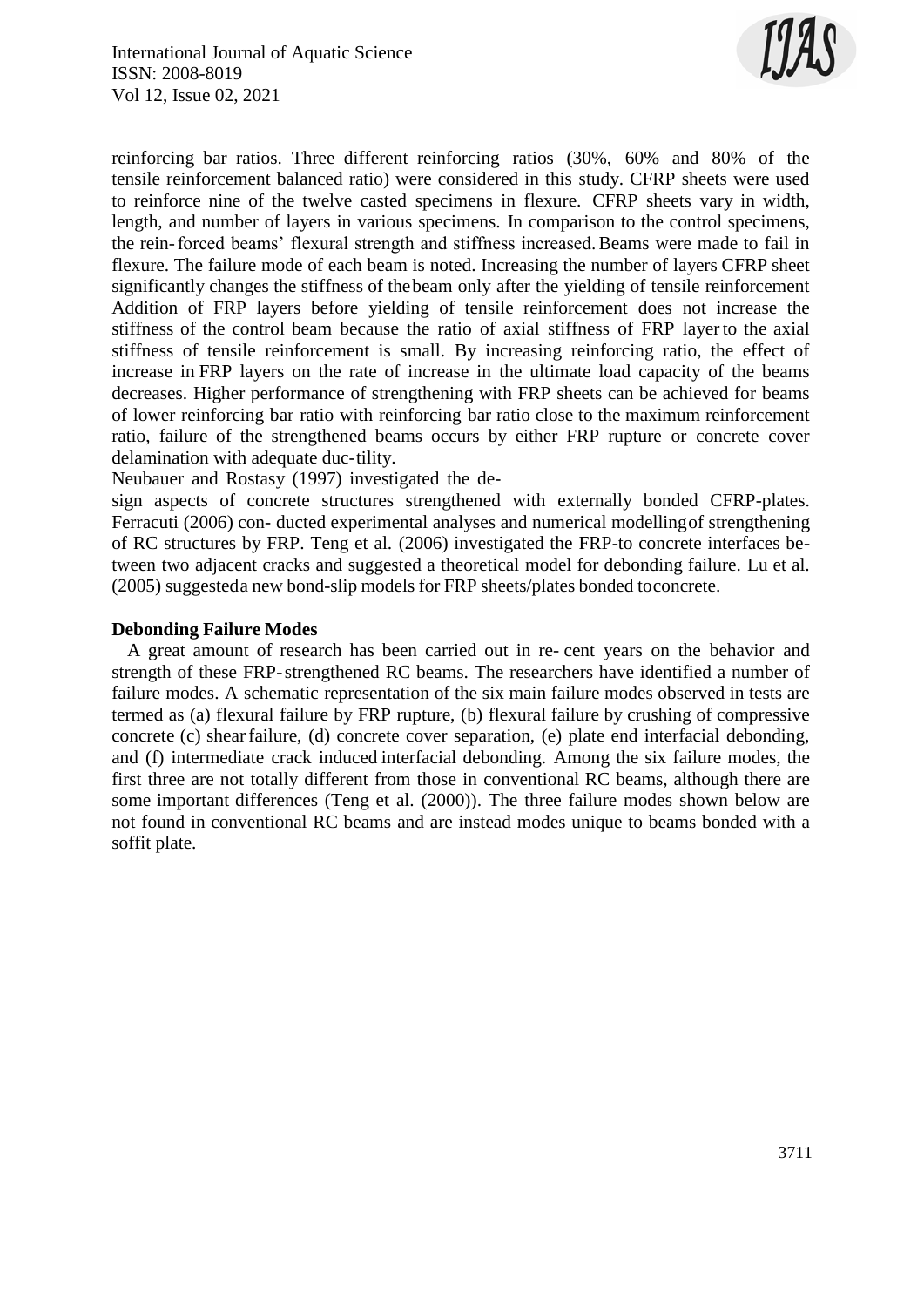reinforcing bar ratios. Three different reinforcing ratios (30%, 60% and 80% of the tensile reinforcement balanced ratio) were considered in this study. CFRP sheets were used to reinforce nine of the twelve casted specimens in flexure. CFRP sheets vary in width, length, and number of layers in various specimens. In comparison to the control specimens, the rein-forced beams' flexural strength and stiffness increased. Beams were made to fail in flexure. The failure mode of each beam is noted. Increasing the number of layers CFRP sheet significantly changes the stiffness of the beam only after the yielding of tensile reinforcement Addition of FRP layers before yielding of tensile reinforcement does not increase the stiffness of the control beam because the ratio of axial stiffness of FRP layer to the axial stiffness of tensile reinforcement is small. By increasing reinforcing ratio, the effect of increase in FRP layers on the rate of increase in the ultimate load capacity of the beams decreases. Higher performance of strengthening with FRP sheets can be achieved for beams of lower reinforcing bar ratio with reinforcing bar ratio close to the maximum reinforcement ratio, failure of the strengthened beams occurs by either FRP rupture or concrete cover delamination with adequate duc-tility.

Neubauer and Rostasy (1997) investigated the design aspects of concrete structures strengthened with externally bonded CFRP-plates. Ferracuti (2006) con- ducted experimental analyses and numerical modelling of strengthening of RC structures by FRP. Teng et al. (2006) investigated the FRP-to concrete interfaces between two adjacent cracks and suggested a theoretical model for debonding failure. Lu et al. (2005) suggested a new bond-slip models for FRP sheets/plates bonded to concrete.

**Debonding Failure Modes**

A great amount of research has been carried out in re- cent years on the behavior and strength of these FRP-strengthened RC beams. The researchers have identified a number of failure modes. A schematic representation of the six main failure modes observed in tests are termed as (a) flexural failure by FRP rupture, (b) flexural failure by crushing of compressive concrete (c) shear failure, (d) concrete cover separation, (e) plate end interfacial debonding, and (f) intermediate crack induced interfacial debonding. Among the six failure modes, the first three are not totally different from those in conventional RC beams, although there are some important differences (Teng et al. (2000)). The three failure modes shown below are not found in conventional RC beams and are instead modes unique to beams bonded with a soffit plate.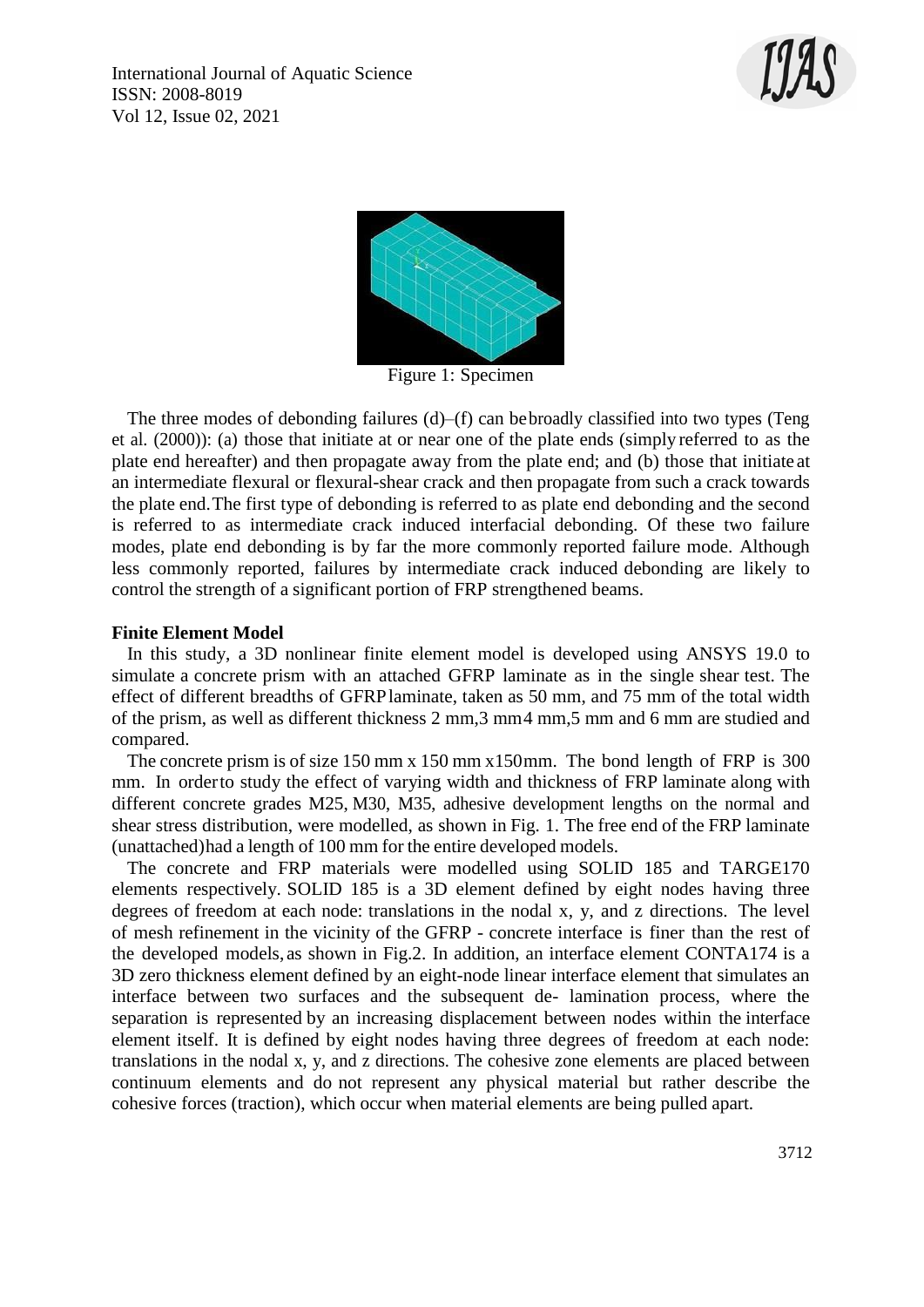Figure 1: Specimen

The three modes of debonding failures (d)–(f) can bebroadly classified into two types (Teng et al. (2000)): (a) those that initiate at or near one of the plate ends (simply referred to as the plate end hereafter) and then propagate away from the plate end; and (b) those that initiate at an intermediate flexural or flexural-shear crack and then propagate from such a crack towards the plate end.The first type of debonding is referred to as plate end debonding and the second is referred to as intermediate crack induced interfacial debonding. Of these two failure modes, plate end debonding is by far the more commonly reported failure mode. Although less commonly reported, failures by intermediate crack induced debonding are likely to control the strength of a significant portion of FRP strengthened beams.

**Finite Element Model**

In this study, a 3D nonlinear finite element model is developed using ANSYS 19.0 to simulate a concrete prism with an attached GFRP laminate as in the single shear test. The effect of different breadths of GFRPlaminate, taken as 50 mm, and 75 mm of the total width of the prism, as well as different thickness 2 mm,3 mm4 mm,5 mm and 6 mm are studied and compared.

The concrete prism is of size 150 mm x 150 mm x150mm. The bond length of FRP is 300 mm. In orderto study the effect of varying width and thickness of FRP laminate along with different concrete grades M25, M30, M35, adhesive development lengths on the normal and shear stress distribution, were modelled, as shown in Fig. 1. The free end of the FRP laminate (unattached)had a length of 100 mm for the entire developed models.

The concrete and FRP materials were modelled using SOLID 185 and TARGE170 elements respectively. SOLID 185 is a 3D element defined by eight nodes having three degrees of freedom at each node: translations in the nodal x, y, and z directions. The level of mesh refinement in the vicinity of the GFRP - concrete interface is finer than the rest of the developed models, as shown in Fig.2. In addition, an interface element CONTA174 is a 3D zero thickness element defined by an eight-node linear interface element that simulates an interface between two surfaces and the subsequent de- lamination process, where the separation is represented by an increasing displacement between nodes within the interface element itself. It is defined by eight nodes having three degrees of freedom at each node: translations in the nodal x, y, and z directions. The cohesive zone elements are placed between continuum elements and do not represent any physical material but rather describe the cohesive forces (traction), which occur when material elements are being pulled apart.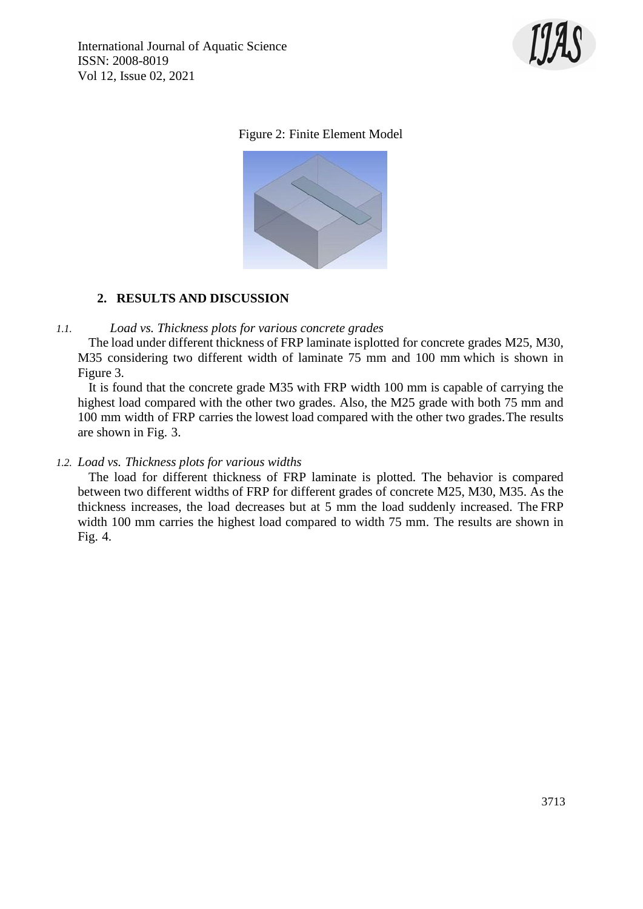Figure 2: Finite Element Model

## 2. RESULTS AND DISCUSSION

### 1.1. *Load vs. Thickness plots for various concrete grades*

The load under different thickness of FRP laminate isplotted for concrete grades M25, M30, M35 considering two different width of laminate 75 mm and 100 mm which is shown in Figure 3.

It is found that the concrete grade M35 with FRP width 100 mm is capable of carrying the highest load compared with the other two grades. Also, the M25 grade with both 75 mm and 100 mm width of FRP carries the lowest load compared with the other two grades.The results are shown in Fig. 3.

### 1.2. *Load vs. Thickness plots for various widths*

The load for different thickness of FRP laminate is plotted. The behavior is compared between two different widths of FRP for different grades of concrete M25, M30, M35. As the thickness increases, the load decreases but at 5 mm the load suddenly increased. The FRP width 100 mm carries the highest load compared to width 75 mm. The results are shown in Fig. 4.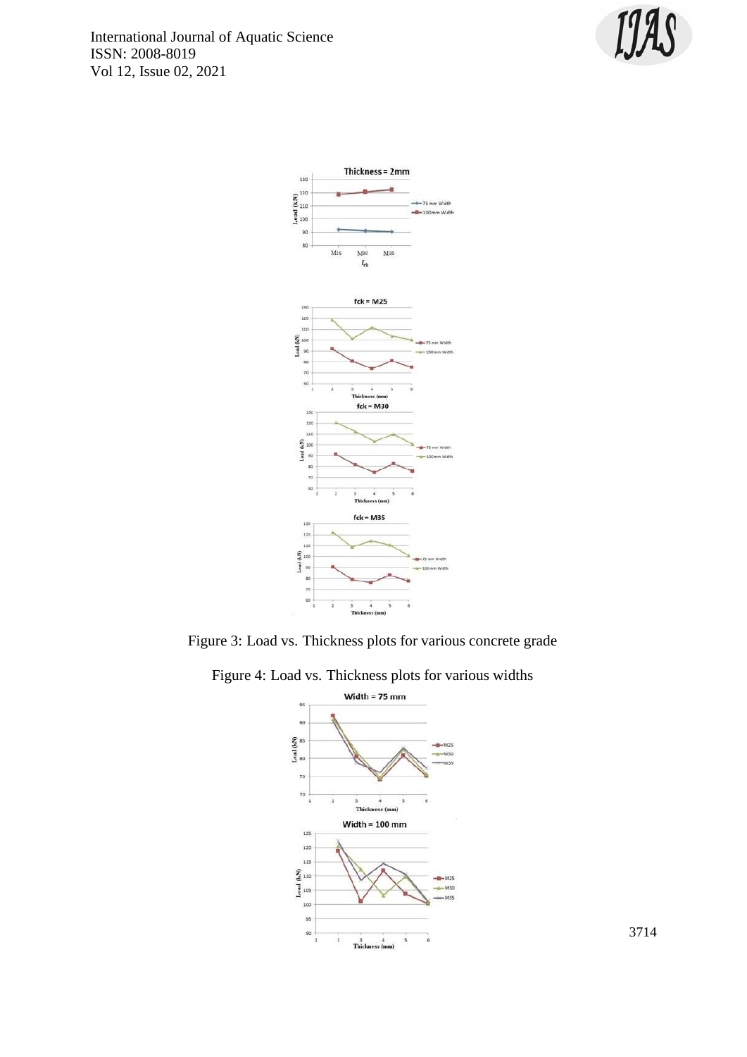Figure 3: Load vs. Thickness plots for various concrete grade

Figure 4: Load vs. Thickness plots for various widths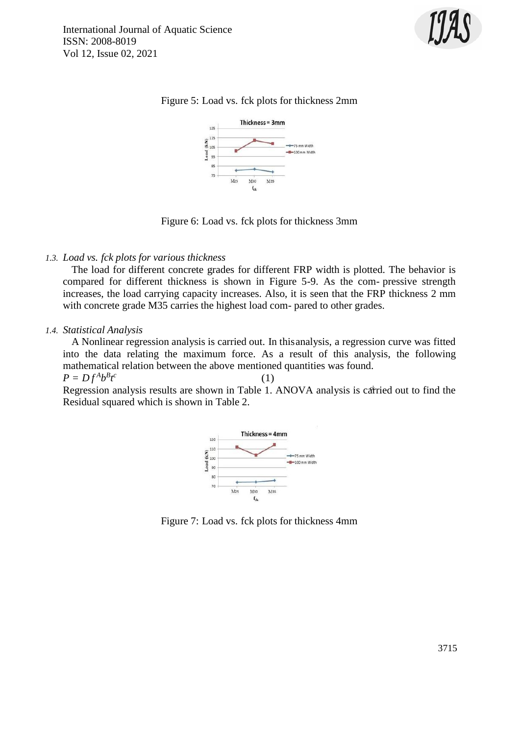Figure 5: Load vs. fck plots for thickness 2mm

Figure 6: Load vs. fck plots for thickness 3mm

### *1.3. Load vs. fck plots for various thickness*

The load for different concrete grades for different FRP width is plotted. The behavior is compared for different thickness is shown in Figure 5-9. As the com- pressive strength increases, the load carrying capacity increases. Also, it is seen that the FRP thickness 2 mm with concrete grade M35 carries the highest load com- pared to other grades.

### *1.4. Statistical Analysis*

A Nonlinear regression analysis is carried out. In thisanalysis, a regression curve was fitted into the data relating the maximum force. As a result of this analysis, the following mathematical relation between the above mentioned quantities was found.

$$P = D f^{A} b^{B} t^{c} \quad (1)$$

Regression analysis results are shown in Table 1. ANOVA analysis is carried out to find the Residual squared which is shown in Table 2.

Figure 7: Load vs. fck plots for thickness 4mm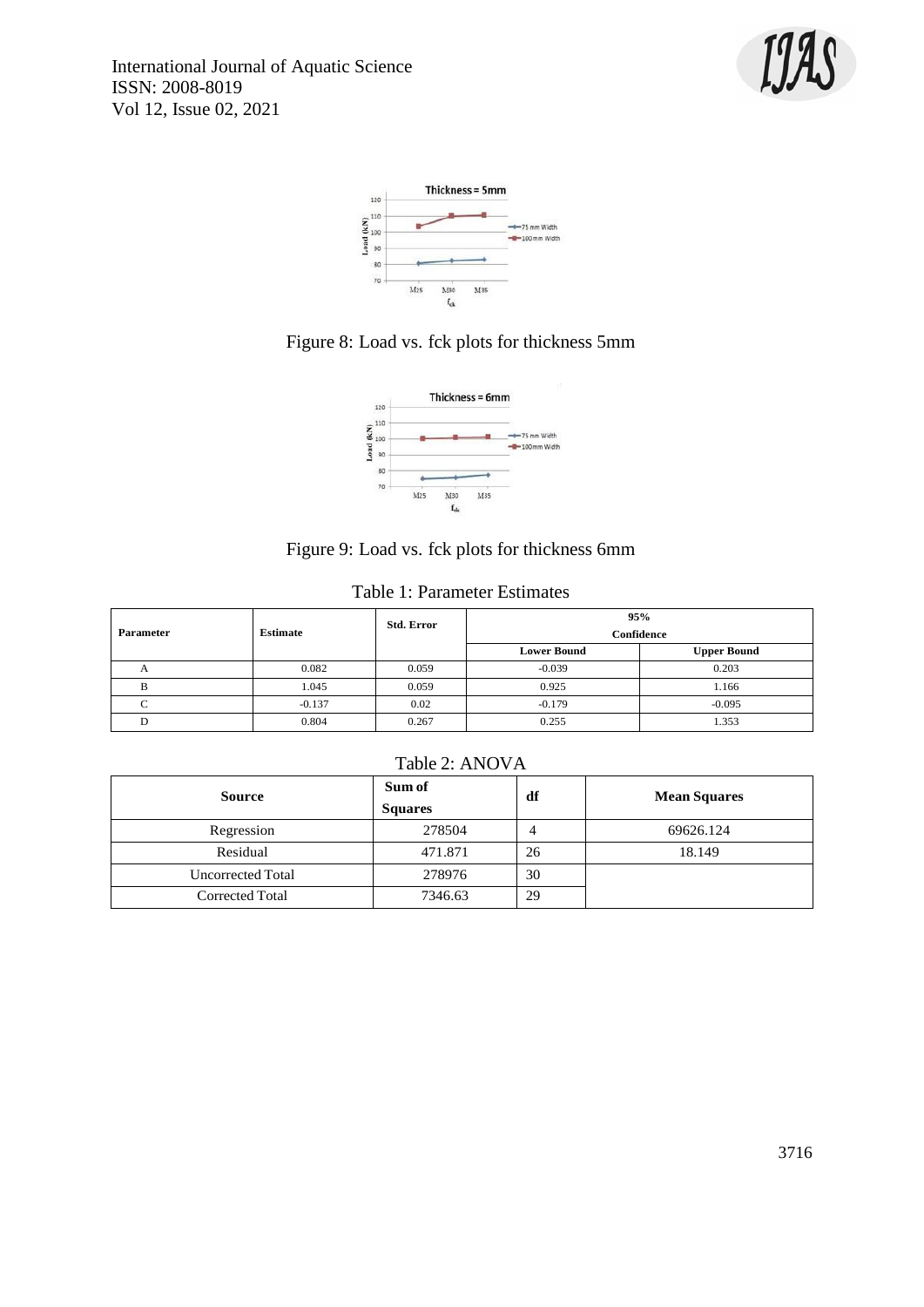Figure 8: Load vs. fck plots for thickness 5mm

Figure 9: Load vs. fck plots for thickness 6mm

Table 1: Parameter Estimates

| Parameter | Estimate | Std. Error | 95% Confidence | |
|---|---|---|---|---|
| | | | Lower Bound | Upper Bound |
| A | 0.082 | 0.059 | -0.039 | 0.203 |
| B | 1.045 | 0.059 | 0.925 | 1.166 |
| C | -0.137 | 0.02 | -0.179 | -0.095 |
| D | 0.804 | 0.267 | 0.255 | 1.353 |

Table 2: ANOVA

| Source | Sum of Squares | df | Mean Squares |
|---|---|---|---|
| Regression | 278504 | 4 | 69626.124 |
| Residual | 471.871 | 26 | 18.149 |
| Uncorrected Total | 278976 | 30 | |
| Corrected Total | 7346.63 | 29 | |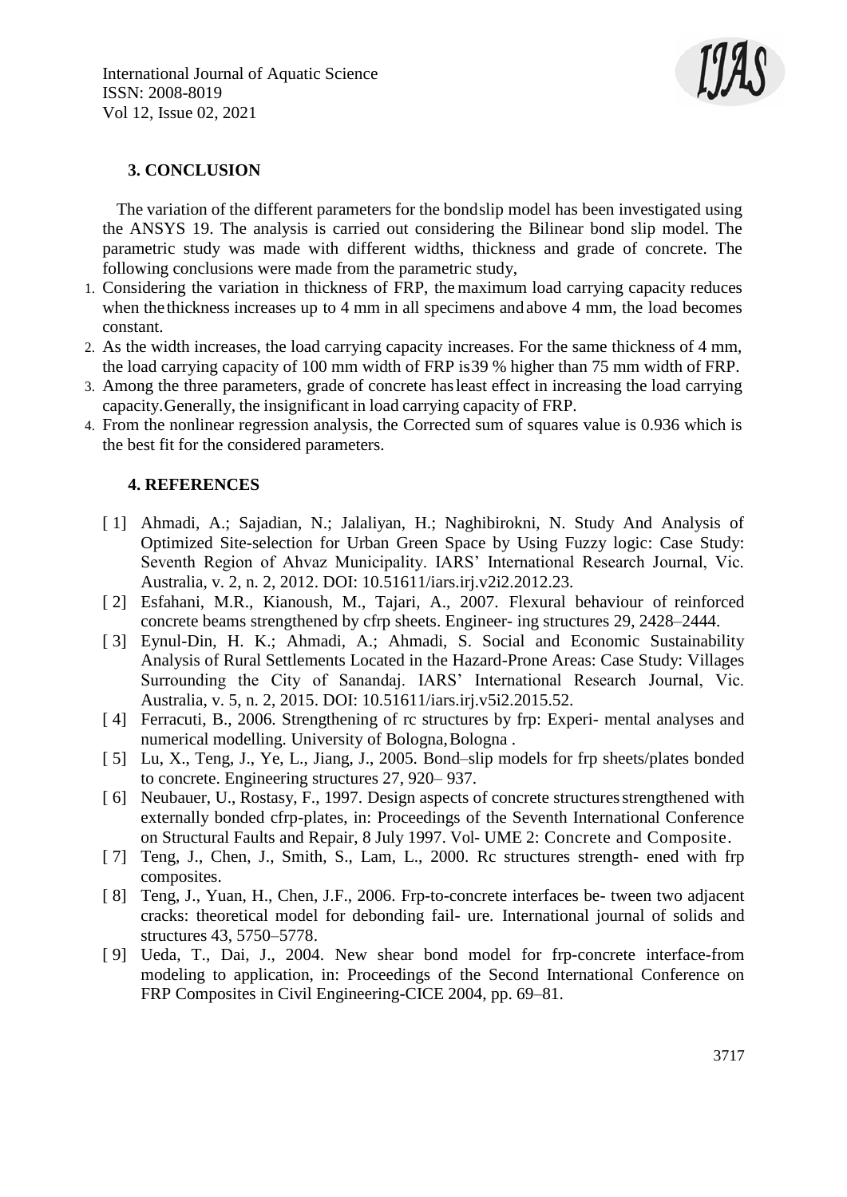## 3. CONCLUSION

The variation of the different parameters for the bondslip model has been investigated using the ANSYS 19. The analysis is carried out considering the Bilinear bond slip model. The parametric study was made with different widths, thickness and grade of concrete. The following conclusions were made from the parametric study,

1. Considering the variation in thickness of FRP, the maximum load carrying capacity reduces when the thickness increases up to 4 mm in all specimens and above 4 mm, the load becomes constant.
2. As the width increases, the load carrying capacity increases. For the same thickness of 4 mm, the load carrying capacity of 100 mm width of FRP is 39 % higher than 75 mm width of FRP.
3. Among the three parameters, grade of concrete has least effect in increasing the load carrying capacity. Generally, the insignificant in load carrying capacity of FRP.
4. From the nonlinear regression analysis, the Corrected sum of squares value is 0.936 which is the best fit for the considered parameters.

## 4. REFERENCES

[1] Ahmadi, A.; Sajadian, N.; Jalaliyan, H.; Naghibirokni, N. Study And Analysis of Optimized Site-selection for Urban Green Space by Using Fuzzy logic: Case Study: Seventh Region of Ahvaz Municipality. IARS' International Research Journal, Vic. Australia, v. 2, n. 2, 2012. DOI: 10.51611/iars.irj.v2i2.2012.23.

[2] Esfahani, M.R., Kianoush, M., Tajari, A., 2007. Flexural behaviour of reinforced concrete beams strengthened by cfrp sheets. Engineer- ing structures 29, 2428–2444.

[3] Eynul-Din, H. K.; Ahmadi, A.; Ahmadi, S. Social and Economic Sustainability Analysis of Rural Settlements Located in the Hazard-Prone Areas: Case Study: Villages Surrounding the City of Sanandaj. IARS' International Research Journal, Vic. Australia, v. 5, n. 2, 2015. DOI: 10.51611/iars.irj.v5i2.2015.52.

[4] Ferracuti, B., 2006. Strengthening of rc structures by frp: Experi- mental analyses and numerical modelling. University of Bologna, Bologna .

[5] Lu, X., Teng, J., Ye, L., Jiang, J., 2005. Bond–slip models for frp sheets/plates bonded to concrete. Engineering structures 27, 920– 937.

[6] Neubauer, U., Rostasy, F., 1997. Design aspects of concrete structures strengthened with externally bonded cfrp-plates, in: Proceedings of the Seventh International Conference on Structural Faults and Repair, 8 July 1997. Vol- UME 2: Concrete and Composite.

[7] Teng, J., Chen, J., Smith, S., Lam, L., 2000. Rc structures strength- ened with frp composites.

[8] Teng, J., Yuan, H., Chen, J.F., 2006. Frp-to-concrete interfaces be- tween two adjacent cracks: theoretical model for debonding fail- ure. International journal of solids and structures 43, 5750–5778.

[9] Ueda, T., Dai, J., 2004. New shear bond model for frp-concrete interface-from modeling to application, in: Proceedings of the Second International Conference on FRP Composites in Civil Engineering-CICE 2004, pp. 69–81.